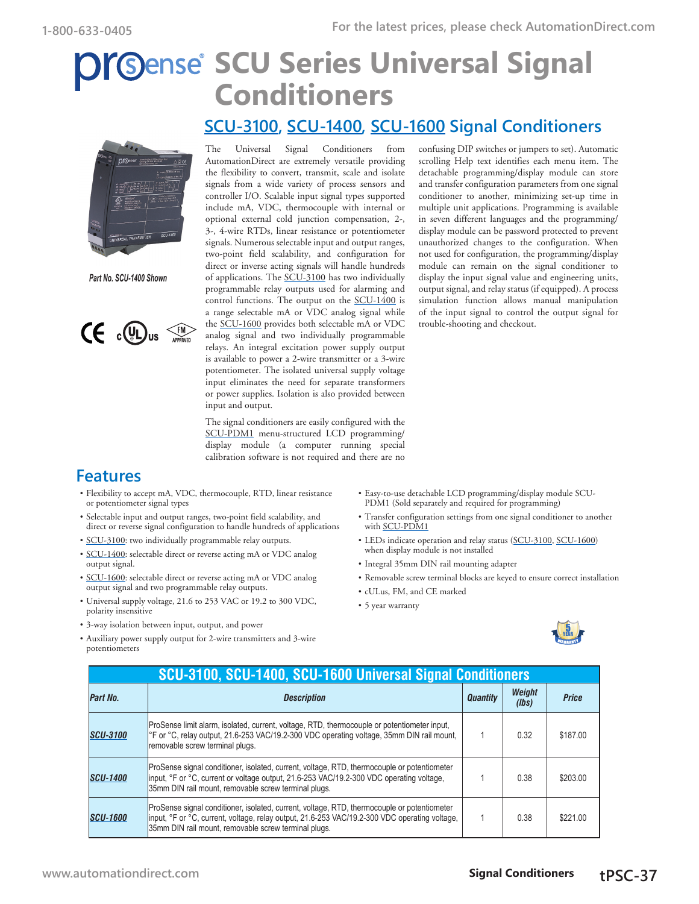# ProSense SCU Series Universal Signal Conditioners

## SCU-3100, SCU-1400, SCU-1600 Signal Conditioners

Part No. SCU-1400 Shown

The Universal Signal Conditioners from AutomationDirect are extremely versatile providing the flexibility to convert, transmit, scale and isolate signals from a wide variety of process sensors and controller I/O. Scalable input signal types supported include mA, VDC, thermocouple with internal or optional external cold junction compensation, 2-, 3-, 4-wire RTDs, linear resistance or potentiometer signals. Numerous selectable input and output ranges, two-point field scalability, and configuration for direct or inverse acting signals will handle hundreds of applications. The SCU-3100 has two individually programmable relay outputs used for alarming and control functions. The output on the SCU-1400 is a range selectable mA or VDC analog signal while the SCU-1600 provides both selectable mA or VDC analog signal and two individually programmable relays. An integral excitation power supply output is available to power a 2-wire transmitter or a 3-wire potentiometer. The isolated universal supply voltage input eliminates the need for separate transformers or power supplies. Isolation is also provided between input and output.

The signal conditioners are easily configured with the SCU-PDM1 menu-structured LCD programming/display module (a computer running special calibration software is not required and there are no confusing DIP switches or jumpers to set). Automatic scrolling Help text identifies each menu item. The detachable programming/display module can store and transfer configuration parameters from one signal conditioner to another, minimizing set-up time in multiple unit applications. Programming is available in seven different languages and the programming/display module can be password protected to prevent unauthorized changes to the configuration. When not used for configuration, the programming/display module can remain on the signal conditioner to display the input signal value and engineering units, output signal, and relay status (if equipped). A process simulation function allows manual manipulation of the input signal to control the output signal for trouble-shooting and checkout.

## Features

- Flexibility to accept mA, VDC, thermocouple, RTD, linear resistance or potentiometer signal types
- Selectable input and output ranges, two-point field scalability, and direct or reverse signal configuration to handle hundreds of applications
- SCU-3100: two individually programmable relay outputs.
- SCU-1400: selectable direct or reverse acting mA or VDC analog output signal.
- SCU-1600: selectable direct or reverse acting mA or VDC analog output signal and two programmable relay outputs.
- Universal supply voltage, 21.6 to 253 VAC or 19.2 to 300 VDC, polarity insensitive
- 3-way isolation between input, output, and power
- Auxiliary power supply output for 2-wire transmitters and 3-wire potentiometers
- Easy-to-use detachable LCD programming/display module SCU-PDM1 (Sold separately and required for programming)
- Transfer configuration settings from one signal conditioner to another with SCU-PDM1
- LEDs indicate operation and relay status (SCU-3100, SCU-1600) when display module is not installed
- Integral 35mm DIN rail mounting adapter
- Removable screw terminal blocks are keyed to ensure correct installation
- cULus, FM, and CE marked
- 5 year warranty

**SCU-3100, SCU-1400, SCU-1600 Universal Signal Conditioners**

| Part No. | Description | Quantity | Weight (lbs) | Price |
|---|---|---|---|---|
| SCU-3100 | ProSense limit alarm, isolated, current, voltage, RTD, thermocouple or potentiometer input, °F or °C, relay output, 21.6-253 VAC/19.2-300 VDC operating voltage, 35mm DIN rail mount, removable screw terminal plugs. | 1 | 0.32 | $187.00 |
| SCU-1400 | ProSense signal conditioner, isolated, current, voltage, RTD, thermocouple or potentiometer input, °F or °C, current or voltage output, 21.6-253 VAC/19.2-300 VDC operating voltage, 35mm DIN rail mount, removable screw terminal plugs. | 1 | 0.38 | $203.00 |
| SCU-1600 | ProSense signal conditioner, isolated, current, voltage, RTD, thermocouple or potentiometer input, °F or °C, current, voltage, relay output, 21.6-253 VAC/19.2-300 VDC operating voltage, 35mm DIN rail mount, removable screw terminal plugs. | 1 | 0.38 | $221.00 |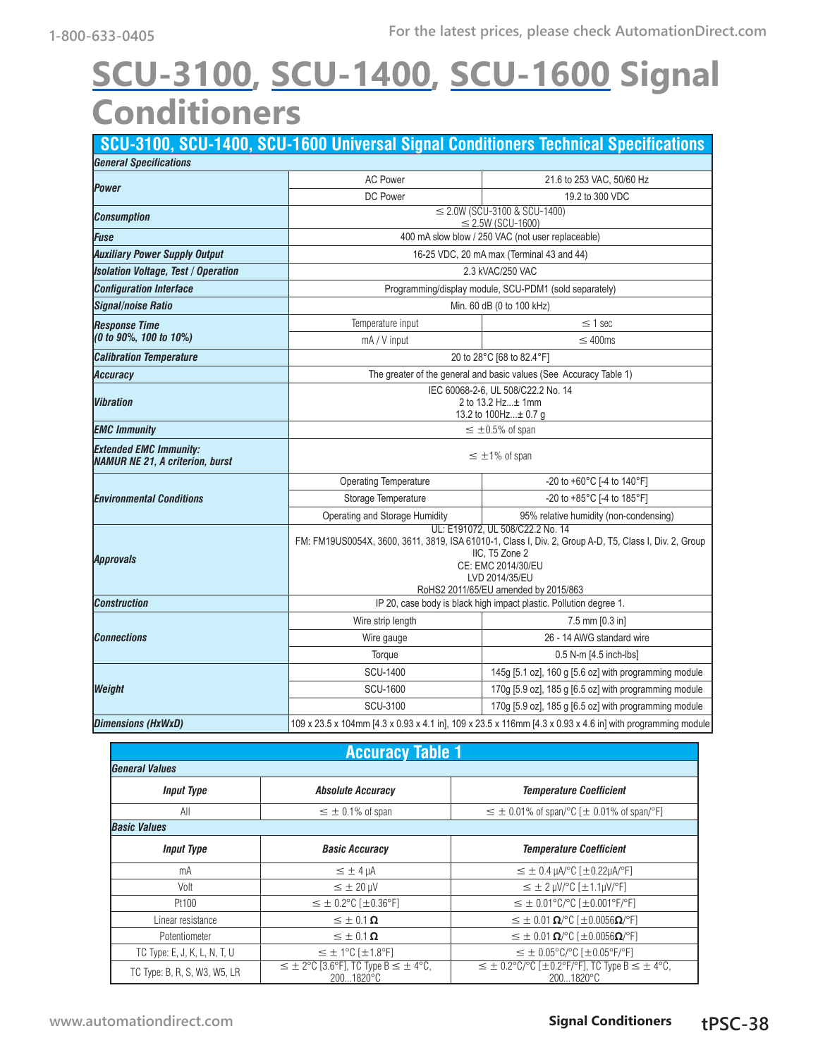# SCU-3100, SCU-1400, SCU-1600 Signal Conditioners

## SCU-3100, SCU-1400, SCU-1600 Universal Signal Conditioners Technical Specifications

| General Specifications | | |
|---|---|---|
| ***Power*** | AC Power | 21.6 to 253 VAC, 50/60 Hz |
| | DC Power | 19.2 to 300 VDC |
| ***Consumption*** | ≤ 2.0W (SCU-3100 & SCU-1400)<br>≤ 2.5W (SCU-1600) | |
| ***Fuse*** | 400 mA slow blow / 250 VAC (not user replaceable) | |
| ***Auxiliary Power Supply Output*** | 16-25 VDC, 20 mA max (Terminal 43 and 44) | |
| ***Isolation Voltage, Test / Operation*** | 2.3 kVAC/250 VAC | |
| ***Configuration Interface*** | Programming/display module, SCU-PDM1 (sold separately) | |
| ***Signal/noise Ratio*** | Min. 60 dB (0 to 100 kHz) | |
| ***Response Time (0 to 90%, 100 to 10%)*** | Temperature input | ≤ 1 sec |
| | mA / V input | ≤ 400ms |
| ***Calibration Temperature*** | 20 to 28°C [68 to 82.4°F] | |
| ***Accuracy*** | The greater of the general and basic values (See Accuracy Table 1) | |
| ***Vibration*** | IEC 60068-2-6, UL 508/C22.2 No. 14<br>2 to 13.2 Hz...± 1mm<br>13.2 to 100Hz...± 0.7 g | |
| ***EMC Immunity*** | ≤ ±0.5% of span | |
| ***Extended EMC Immunity: NAMUR NE 21, A criterion, burst*** | ≤ ±1% of span | |
| ***Environmental Conditions*** | Operating Temperature | -20 to +60°C [-4 to 140°F] |
| | Storage Temperature | -20 to +85°C [-4 to 185°F] |
| | Operating and Storage Humidity | 95% relative humidity (non-condensing) |
| ***Approvals*** | UL: E191072, UL 508/C22.2 No. 14<br>FM: FM19US0054X, 3600, 3611, 3819, ISA 61010-1, Class I, Div. 2, Group A-D, T5, Class I, Div. 2, Group IIC, T5 Zone 2<br>CE: EMC 2014/30/EU<br>LVD 2014/35/EU<br>RoHS2 2011/65/EU amended by 2015/863 | |
| ***Construction*** | IP 20, case body is black high impact plastic. Pollution degree 1. | |
| ***Connections*** | Wire strip length | 7.5 mm [0.3 in] |
| | Wire gauge | 26 - 14 AWG standard wire |
| | Torque | 0.5 N-m [4.5 inch-lbs] |
| ***Weight*** | SCU-1400 | 145g [5.1 oz], 160 g [5.6 oz] with programming module |
| | SCU-1600 | 170g [5.9 oz], 185 g [6.5 oz] with programming module |
| | SCU-3100 | 170g [5.9 oz], 185 g [6.5 oz] with programming module |
| ***Dimensions (HxWxD)*** | 109 x 23.5 x 104mm [4.3 x 0.93 x 4.1 in], 109 x 23.5 x 116mm [4.3 x 0.93 x 4.6 in] with programming module | |

## Accuracy Table 1

| General Values | | |
|---|---|---|
| ***Input Type*** | ***Absolute Accuracy*** | ***Temperature Coefficient*** |
| All | ≤ ± 0.1% of span | ≤ ± 0.01% of span/°C [± 0.01% of span/°F] |
| **Basic Values** | | |
| ***Input Type*** | ***Basic Accuracy*** | ***Temperature Coefficient*** |
| mA | ≤ ± 4 µA | ≤ ± 0.4 µA/°C [±0.22µA/°F] |
| Volt | ≤ ± 20 µV | ≤ ± 2 µV/°C [±1.1µV/°F] |
| Pt100 | ≤ ± 0.2°C [±0.36°F] | ≤ ± 0.01°C/°C [±0.001°F/°F] |
| Linear resistance | ≤ ± 0.1 Ω | ≤ ± 0.01 Ω/°C [±0.0056Ω/°F] |
| Potentiometer | ≤ ± 0.1 Ω | ≤ ± 0.01 Ω/°C [±0.0056Ω/°F] |
| TC Type: E, J, K, L, N, T, U | ≤ ± 1°C [±1.8°F] | ≤ ± 0.05°C/°C [±0.05°F/°F] |
| TC Type: B, R, S, W3, W5, LR | ≤ ± 2°C [3.6°F], TC Type B ≤ ± 4°C, 200...1820°C | ≤ ± 0.2°C/°C [±0.2°F/°F], TC Type B ≤ ± 4°C, 200...1820°C |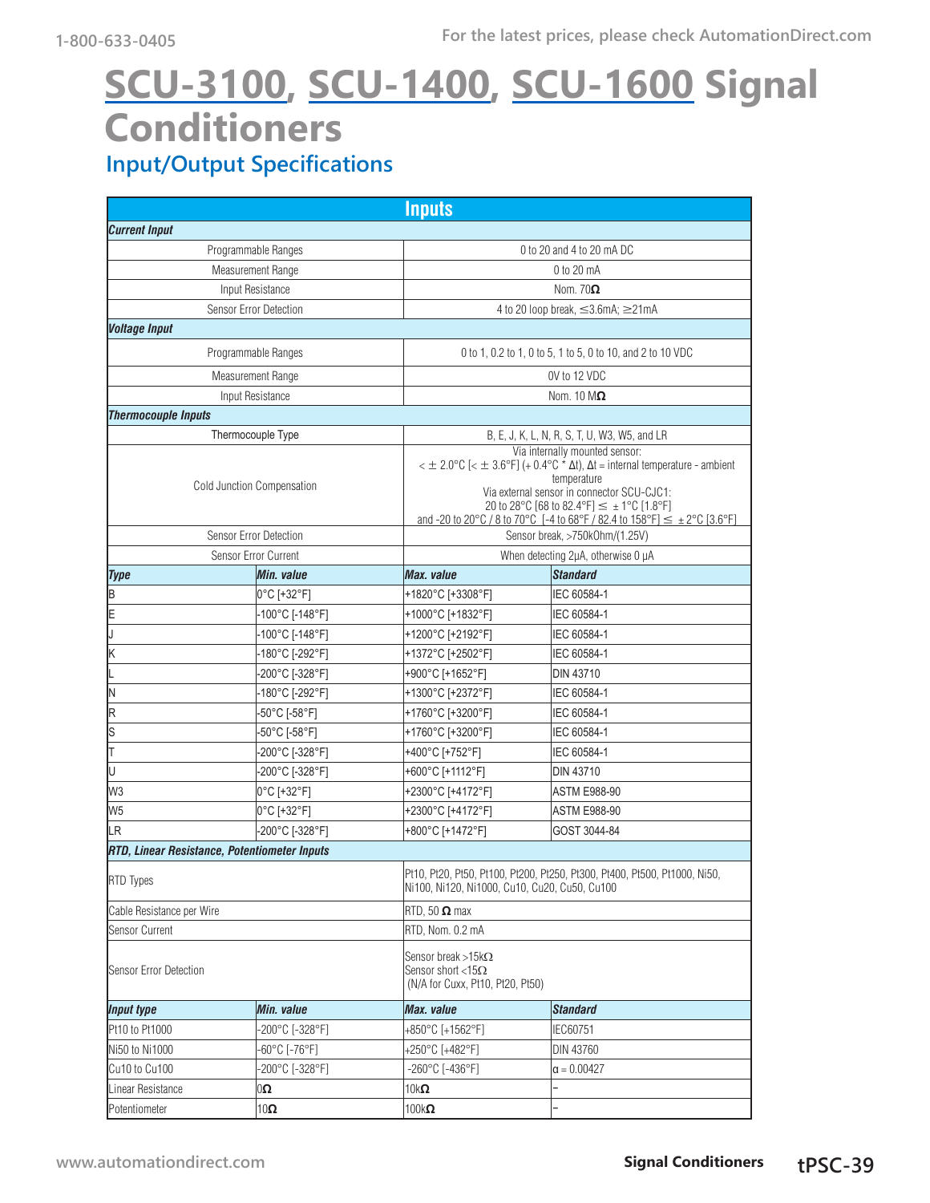# SCU-3100, SCU-1400, SCU-1600 Signal Conditioners

## Input/Output Specifications

| Inputs | | | |
|---|---|---|---|
| ***Current Input*** | | | |
| Programmable Ranges | | 0 to 20 and 4 to 20 mA DC | |
| Measurement Range | | 0 to 20 mA | |
| Input Resistance | | Nom. 70**Ω** | |
| Sensor Error Detection | | 4 to 20 loop break, ≤3.6mA; ≥21mA | |
| ***Voltage Input*** | | | |
| Programmable Ranges | | 0 to 1, 0.2 to 1, 0 to 5, 1 to 5, 0 to 10, and 2 to 10 VDC | |
| Measurement Range | | 0V to 12 VDC | |
| Input Resistance | | Nom. 10 M**Ω** | |
| ***Thermocouple Inputs*** | | | |
| Thermocouple Type | | B, E, J, K, L, N, R, S, T, U, W3, W5, and LR | |
| Cold Junction Compensation | | Via internally mounted sensor: < ± 2.0°C [< ± 3.6°F] (+ 0.4°C * Δt), Δt = internal temperature - ambient temperature Via external sensor in connector SCU-CJC1: 20 to 28°C [68 to 82.4°F] ≤ ± 1°C [1.8°F] and -20 to 20°C / 8 to 70°C [-4 to 68°F / 82.4 to 158°F] ≤ ± 2°C [3.6°F] | |
| Sensor Error Detection | | Sensor break, >750kOhm/(1.25V) | |
| Sensor Error Current | | When detecting 2μA, otherwise 0 μA | |
| ***Type*** | ***Min. value*** | ***Max. value*** | ***Standard*** |
| B | 0°C [+32°F] | +1820°C [+3308°F] | IEC 60584-1 |
| E | -100°C [-148°F] | +1000°C [+1832°F] | IEC 60584-1 |
| J | -100°C [-148°F] | +1200°C [+2192°F] | IEC 60584-1 |
| K | -180°C [-292°F] | +1372°C [+2502°F] | IEC 60584-1 |
| L | -200°C [-328°F] | +900°C [+1652°F] | DIN 43710 |
| N | -180°C [-292°F] | +1300°C [+2372°F] | IEC 60584-1 |
| R | -50°C [-58°F] | +1760°C [+3200°F] | IEC 60584-1 |
| S | -50°C [-58°F] | +1760°C [+3200°F] | IEC 60584-1 |
| T | -200°C [-328°F] | +400°C [+752°F] | IEC 60584-1 |
| U | -200°C [-328°F] | +600°C [+1112°F] | DIN 43710 |
| W3 | 0°C [+32°F] | +2300°C [+4172°F] | ASTM E988-90 |
| W5 | 0°C [+32°F] | +2300°C [+4172°F] | ASTM E988-90 |
| LR | -200°C [-328°F] | +800°C [+1472°F] | GOST 3044-84 |
| ***RTD, Linear Resistance, Potentiometer Inputs*** | | | |
| RTD Types | | Pt10, Pt20, Pt50, Pt100, Pt200, Pt250, Pt300, Pt400, Pt500, Pt1000, Ni50, Ni100, Ni120, Ni1000, Cu10, Cu20, Cu50, Cu100 | |
| Cable Resistance per Wire | | RTD, 50 **Ω** max | |
| Sensor Current | | RTD, Nom. 0.2 mA | |
| Sensor Error Detection | | Sensor break >15kΩ Sensor short <15Ω (N/A for Cuxx, Pt10, Pt20, Pt50) | |
| ***Input type*** | ***Min. value*** | ***Max. value*** | ***Standard*** |
| Pt10 to Pt1000 | -200°C [-328°F] | +850°C [+1562°F] | IEC60751 |
| Ni50 to Ni1000 | -60°C [-76°F] | +250°C [+482°F] | DIN 43760 |
| Cu10 to Cu100 | -200°C [-328°F] | -260°C [-436°F] | α = 0.00427 |
| Linear Resistance | 0**Ω** | 10k**Ω** | – |
| Potentiometer | 10**Ω** | 100k**Ω** | – |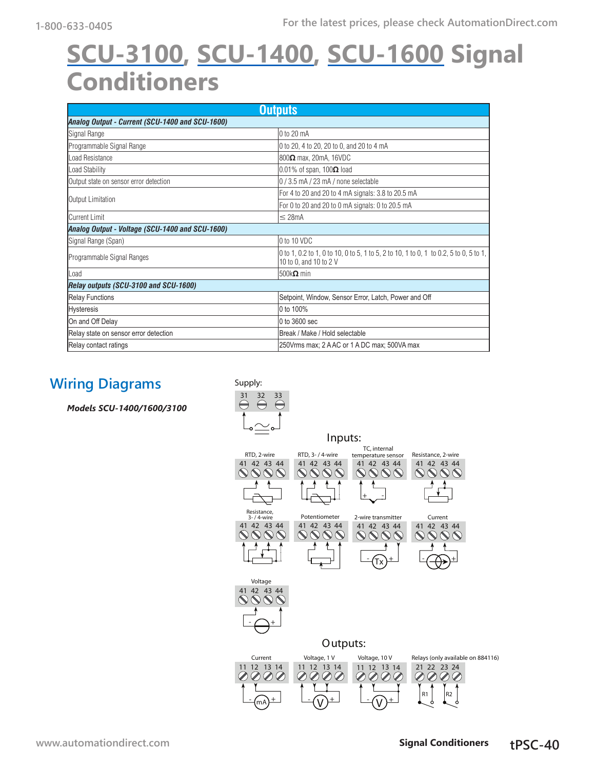# SCU-3100, SCU-1400, SCU-1600 Signal Conditioners

| Outputs | |
|---|---|
| ***Analog Output - Current (SCU-1400 and SCU-1600)*** | |
| Signal Range | 0 to 20 mA |
| Programmable Signal Range | 0 to 20, 4 to 20, 20 to 0, and 20 to 4 mA |
| Load Resistance | 800Ω max, 20mA, 16VDC |
| Load Stability | 0.01% of span, 100Ω load |
| Output state on sensor error detection | 0 / 3.5 mA / 23 mA / none selectable |
| Output Limitation | For 4 to 20 and 20 to 4 mA signals: 3.8 to 20.5 mA |
| | For 0 to 20 and 20 to 0 mA signals: 0 to 20.5 mA |
| Current Limit | ≤ 28mA |
| ***Analog Output - Voltage (SCU-1400 and SCU-1600)*** | |
| Signal Range (Span) | 0 to 10 VDC |
| Programmable Signal Ranges | 0 to 1, 0.2 to 1, 0 to 10, 0 to 5, 1 to 5, 2 to 10, 1 to 0, 1 to 0.2, 5 to 0, 5 to 1, 10 to 0, and 10 to 2 V |
| Load | 500kΩ min |
| ***Relay outputs (SCU-3100 and SCU-1600)*** | |
| Relay Functions | Setpoint, Window, Sensor Error, Latch, Power and Off |
| Hysteresis | 0 to 100% |
| On and Off Delay | 0 to 3600 sec |
| Relay state on sensor error detection | Break / Make / Hold selectable |
| Relay contact ratings | 250Vrms max; 2 A AC or 1 A DC max; 500VA max |

## Wiring Diagrams

***Models SCU-1400/1600/3100***

Supply: 31 32 33

Inputs:

- RTD, 2-wire: 41 42 43 44
- RTD, 3- / 4-wire: 41 42 43 44
- TC, internal temperature sensor: 41 42 43 44
- Resistance, 2-wire: 41 42 43 44
- Resistance, 3- / 4-wire: 41 42 43 44
- Potentiometer: 41 42 43 44
- 2-wire transmitter: 41 42 43 44 (Tx)
- Current: 41 42 43 44
- Voltage: 41 42 43 44

Outputs:

- Current: 11 12 13 14 (mA)
- Voltage, 1 V: 11 12 13 14 (V)
- Voltage, 10 V: 11 12 13 14 (V)
- Relays (only available on 884116): 21 22 23 24 (R1, R2)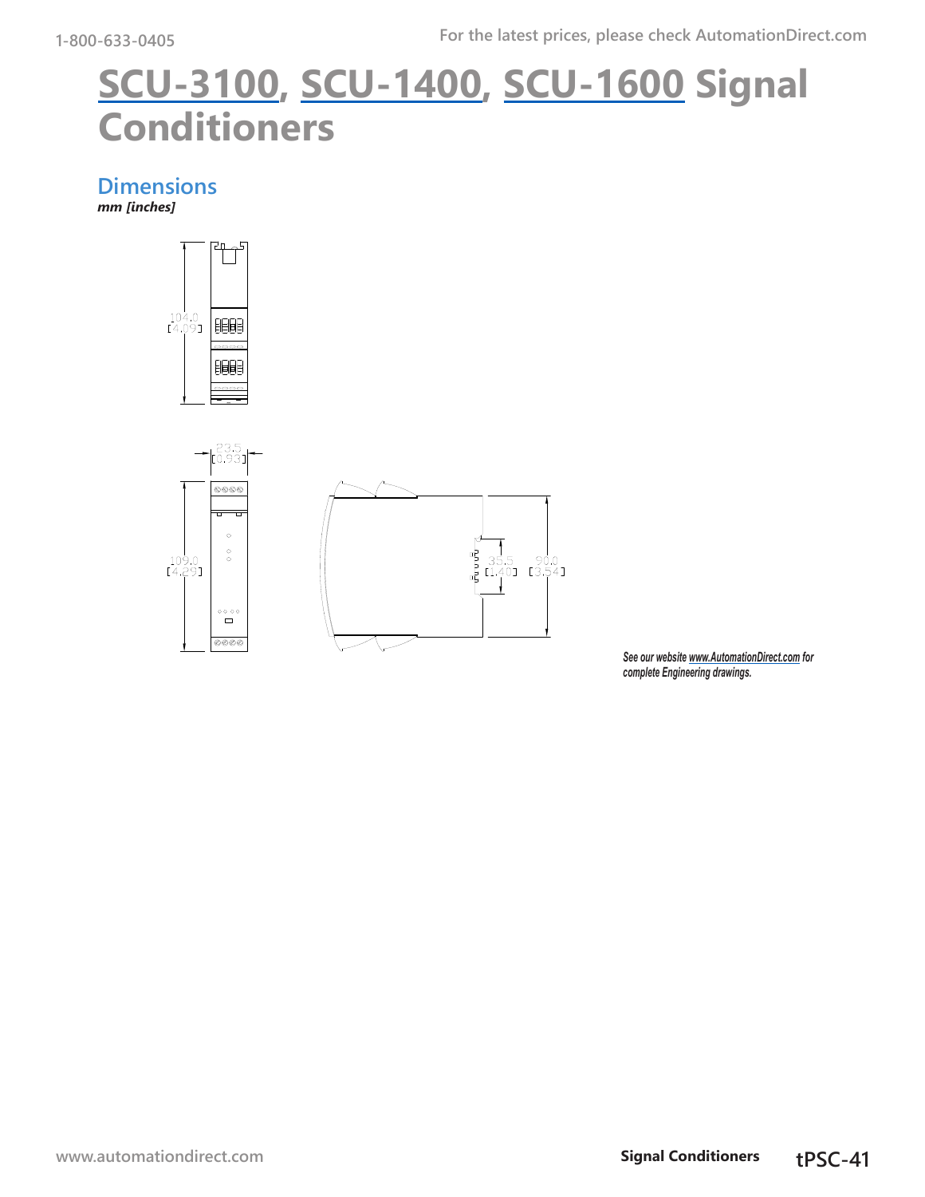# SCU-3100, SCU-1400, SCU-1600 Signal Conditioners

## Dimensions

***mm [inches]***

104.0 [4.09]

23.5 [0.93]

109.0 [4.29]

35.5 [1.40]

90.0 [3.54]

***See our website www.AutomationDirect.com for complete Engineering drawings.***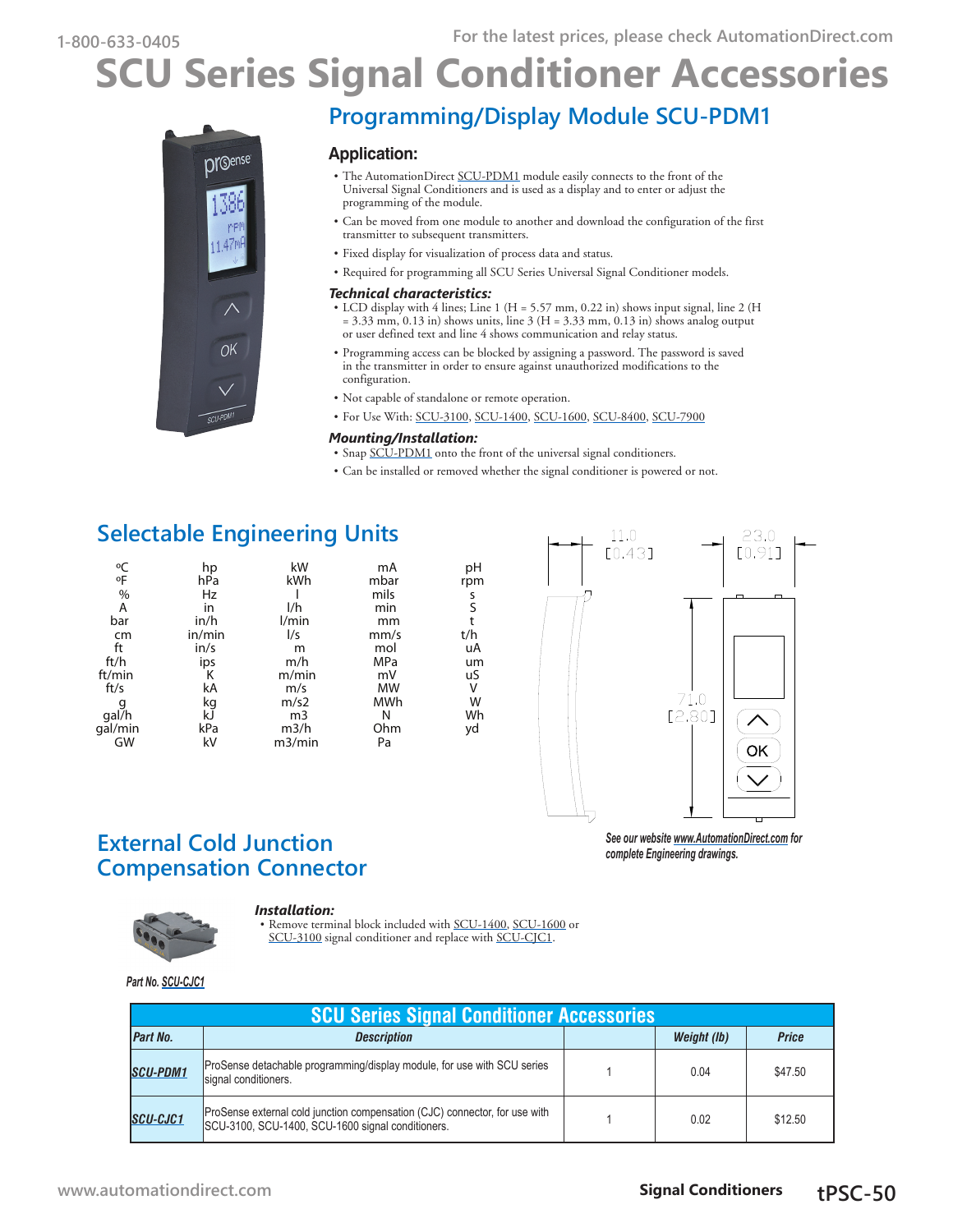# SCU Series Signal Conditioner Accessories

## Programming/Display Module SCU-PDM1

### Application:

- The AutomationDirect SCU-PDM1 module easily connects to the front of the Universal Signal Conditioners and is used as a display and to enter or adjust the programming of the module.
- Can be moved from one module to another and download the configuration of the first transmitter to subsequent transmitters.
- Fixed display for visualization of process data and status.
- Required for programming all SCU Series Universal Signal Conditioner models.

### *Technical characteristics:*

- LCD display with 4 lines; Line 1 (H = 5.57 mm, 0.22 in) shows input signal, line 2 (H = 3.33 mm, 0.13 in) shows units, line 3 (H = 3.33 mm, 0.13 in) shows analog output or user defined text and line 4 shows communication and relay status.
- Programming access can be blocked by assigning a password. The password is saved in the transmitter in order to ensure against unauthorized modifications to the configuration.
- Not capable of standalone or remote operation.
- For Use With: SCU-3100, SCU-1400, SCU-1600, SCU-8400, SCU-7900

### *Mounting/Installation:*

- Snap SCU-PDM1 onto the front of the universal signal conditioners.
- Can be installed or removed whether the signal conditioner is powered or not.

## Selectable Engineering Units

| | | | | |
|---|---|---|---|---|
| ºC | hp | kW | mA | pH |
| ºF | hPa | kWh | mbar | rpm |
| % | Hz | l | mils | s |
| A | in | l/h | min | S |
| bar | in/h | l/min | mm | t |
| cm | in/min | l/s | mm/s | t/h |
| ft | in/s | m | mol | uA |
| ft/h | ips | m/h | MPa | um |
| ft/min | K | m/min | mV | uS |
| ft/s | kA | m/s | MW | V |
| g | kg | m/s2 | MWh | W |
| gal/h | kJ | m3 | N | Wh |
| gal/min | kPa | m3/h | Ohm | yd |
| GW | kV | m3/min | Pa | |

11.0
[0.43]

23.0
[0.91]

71.0
[2.80]

OK

*See our website www.AutomationDirect.com for complete Engineering drawings.*

## External Cold Junction Compensation Connector

### *Installation:*

- Remove terminal block included with SCU-1400, SCU-1600 or SCU-3100 signal conditioner and replace with SCU-CJC1.

*Part No. SCU-CJC1*

**SCU Series Signal Conditioner Accessories**

| Part No. | Description | | Weight (lb) | Price |
|---|---|---|---|---|
| SCU-PDM1 | ProSense detachable programming/display module, for use with SCU series signal conditioners. | 1 | 0.04 | $47.50 |
| SCU-CJC1 | ProSense external cold junction compensation (CJC) connector, for use with SCU-3100, SCU-1400, SCU-1600 signal conditioners. | 1 | 0.02 | $12.50 |